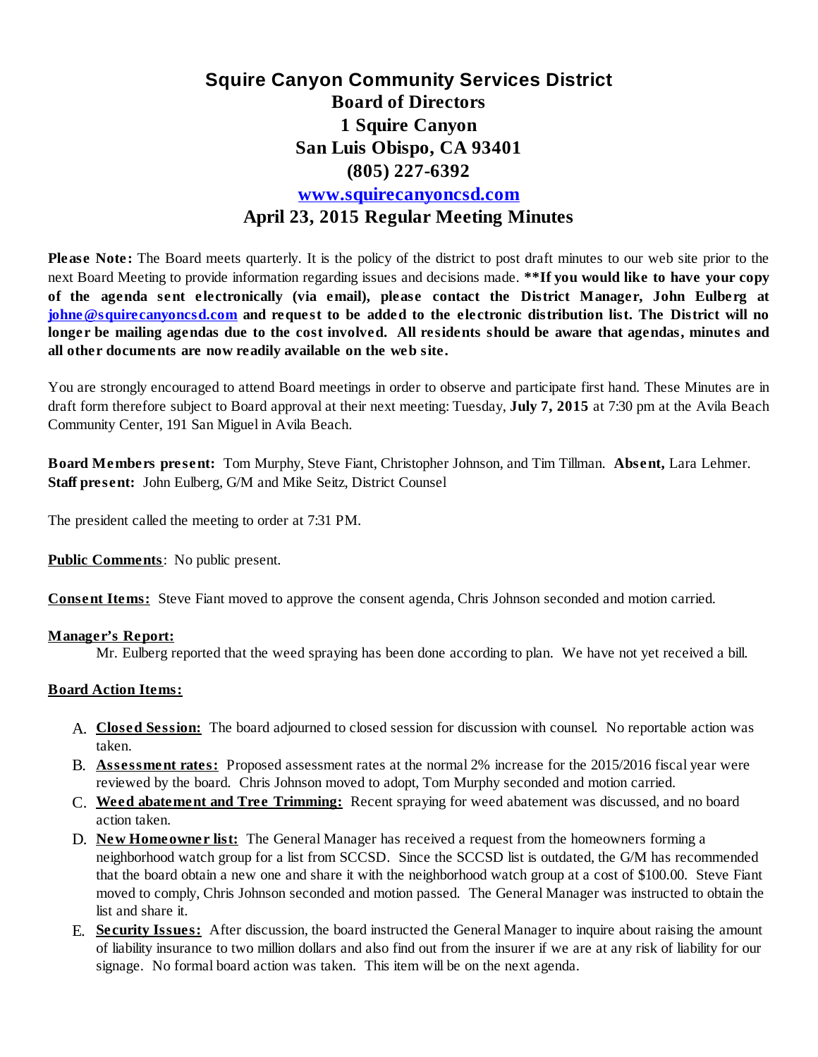# Squire Canyon Community Services District

## Board of Directors

**1 Squire Canyon**

**San Luis Obispo, CA 93401**

**(805) 227-6392**

**[www.squirecanyoncsd.com](http://www.squirecanyoncsd.com)**

## April 23, 2015 Regular Meeting Minutes

**Please Note:** The Board meets quarterly. It is the policy of the district to post draft minutes to our web site prior to the next Board Meeting to provide information regarding issues and decisions made. **\*\*If you would like to have your copy of the agenda sent electronically (via email), please contact the District Manager, John Eulberg at [johne@squirecanyoncsd.com](mailto:johne@squirecanyoncsd.com) and request to be added to the electronic distribution list. The District will no longer be mailing agendas due to the cost involved. All residents should be aware that agendas, minutes and all other documents are now readily available on the web site.**

You are strongly encouraged to attend Board meetings in order to observe and participate first hand. These Minutes are in draft form therefore subject to Board approval at their next meeting: Tuesday, **July 7, 2015** at 7:30 pm at the Avila Beach Community Center, 191 San Miguel in Avila Beach.

**Board Members present:** Tom Murphy, Steve Fiant, Christopher Johnson, and Tim Tillman. **Absent,** Lara Lehmer.
**Staff present:** John Eulberg, G/M and Mike Seitz, District Counsel

The president called the meeting to order at 7:31 PM.

**Public Comments**: No public present.

**Consent Items:** Steve Fiant moved to approve the consent agenda, Chris Johnson seconded and motion carried.

**Manager's Report:**

Mr. Eulberg reported that the weed spraying has been done according to plan. We have not yet received a bill.

**Board Action Items:**

A. **Closed Session:** The board adjourned to closed session for discussion with counsel. No reportable action was taken.
B. **Assessment rates:** Proposed assessment rates at the normal 2% increase for the 2015/2016 fiscal year were reviewed by the board. Chris Johnson moved to adopt, Tom Murphy seconded and motion carried.
C. **Weed abatement and Tree Trimming:** Recent spraying for weed abatement was discussed, and no board action taken.
D. **New Homeowner list:** The General Manager has received a request from the homeowners forming a neighborhood watch group for a list from SCCSD. Since the SCCSD list is outdated, the G/M has recommended that the board obtain a new one and share it with the neighborhood watch group at a cost of $100.00. Steve Fiant moved to comply, Chris Johnson seconded and motion passed. The General Manager was instructed to obtain the list and share it.
E. **Security Issues:** After discussion, the board instructed the General Manager to inquire about raising the amount of liability insurance to two million dollars and also find out from the insurer if we are at any risk of liability for our signage. No formal board action was taken. This item will be on the next agenda.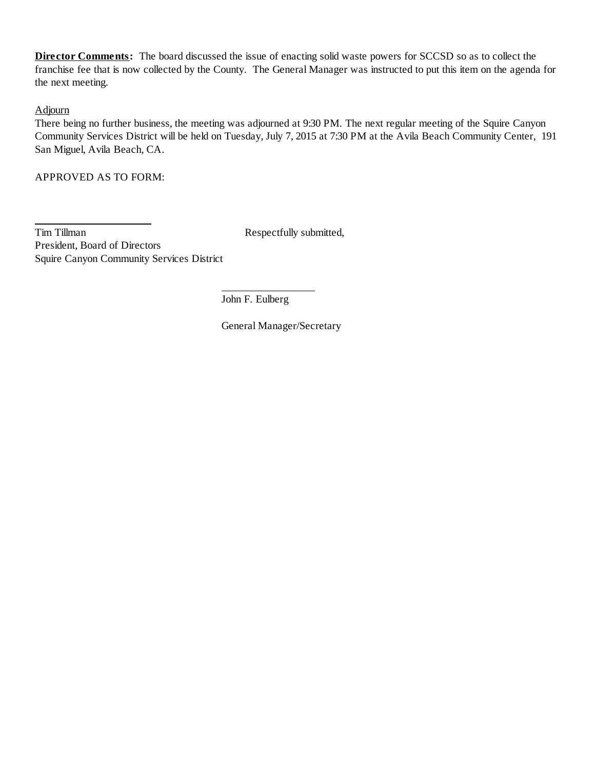**Director Comments:** The board discussed the issue of enacting solid waste powers for SCCSD so as to collect the franchise fee that is now collected by the County. The General Manager was instructed to put this item on the agenda for the next meeting.

Adjourn

There being no further business, the meeting was adjourned at 9:30 PM. The next regular meeting of the Squire Canyon Community Services District will be held on Tuesday, July 7, 2015 at 7:30 PM at the Avila Beach Community Center, 191 San Miguel, Avila Beach, CA.

APPROVED AS TO FORM:

\_\_\_\_\_\_\_\_\_\_\_\_\_\_\_\_\_\_\_\_\_\_

Tim Tillman
President, Board of Directors
Squire Canyon Community Services District

Respectfully submitted,

\_\_\_\_\_\_\_\_\_\_\_\_\_\_\_\_\_\_

John F. Eulberg

General Manager/Secretary